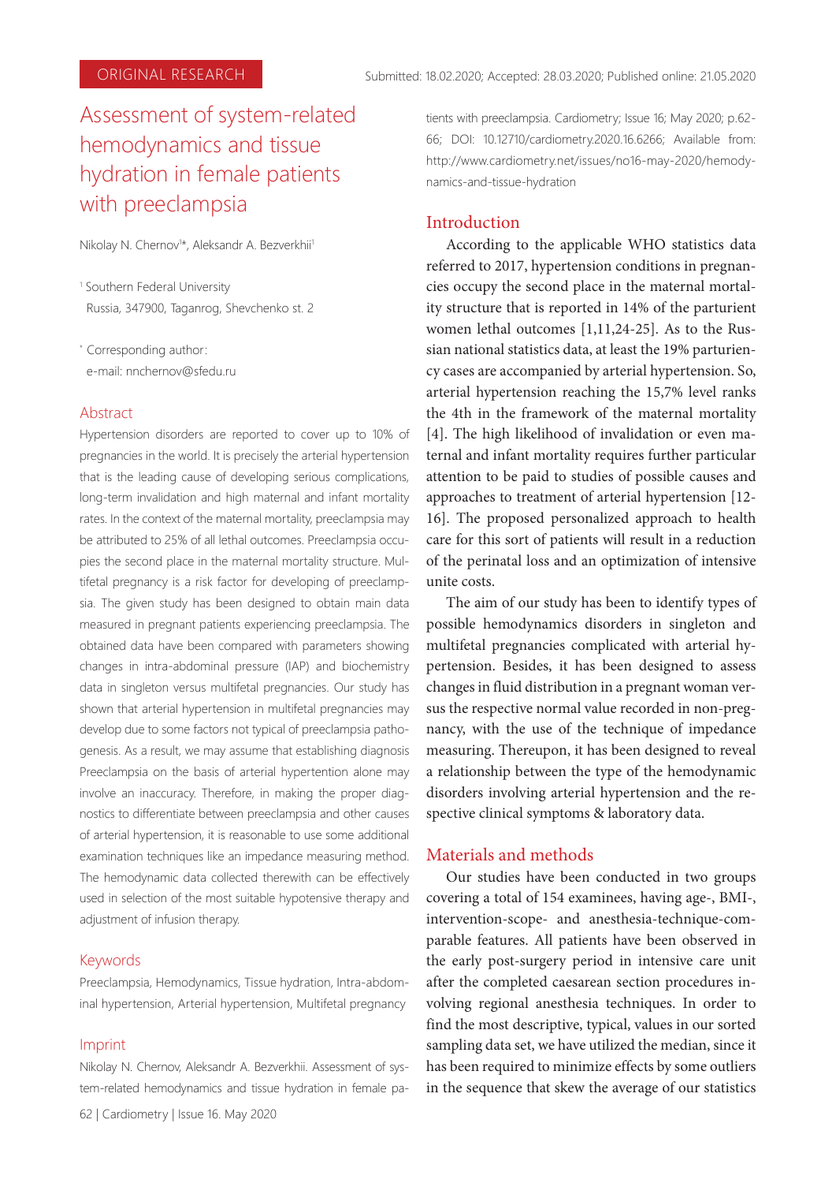ORIGINAL RESEARCH

Submitted: 18.02.2020; Accepted: 28.03.2020; Published online: 21.05.2020

# Assessment of system-related hemodynamics and tissue hydration in female patients with preeclampsia

Nikolay N. Chernov[1]*, Aleksandr A. Bezverkhii[1]

[1] Southern Federal University
Russia, 347900, Taganrog, Shevchenko st. 2

* Corresponding author:
e-mail: nnchernov@sfedu.ru

## Abstract

Hypertension disorders are reported to cover up to 10% of pregnancies in the world. It is precisely the arterial hypertension that is the leading cause of developing serious complications, long-term invalidation and high maternal and infant mortality rates. In the context of the maternal mortality, preeclampsia may be attributed to 25% of all lethal outcomes. Preeclampsia occupies the second place in the maternal mortality structure. Multifetal pregnancy is a risk factor for developing of preeclampsia. The given study has been designed to obtain main data measured in pregnant patients experiencing preeclampsia. The obtained data have been compared with parameters showing changes in intra-abdominal pressure (IAP) and biochemistry data in singleton versus multifetal pregnancies. Our study has shown that arterial hypertension in multifetal pregnancies may develop due to some factors not typical of preeclampsia pathogenesis. As a result, we may assume that establishing diagnosis Preeclampsia on the basis of arterial hypertention alone may involve an inaccuracy. Therefore, in making the proper diagnostics to differentiate between preeclampsia and other causes of arterial hypertension, it is reasonable to use some additional examination techniques like an impedance measuring method. The hemodynamic data collected therewith can be effectively used in selection of the most suitable hypotensive therapy and adjustment of infusion therapy.

## Keywords

Preeclampsia, Hemodynamics, Tissue hydration, Intra-abdominal hypertension, Arterial hypertension, Multifetal pregnancy

## Imprint

Nikolay N. Chernov, Aleksandr A. Bezverkhii. Assessment of system-related hemodynamics and tissue hydration in female patients with preeclampsia. Cardiometry; Issue 16; May 2020; p.62-66; DOI: 10.12710/cardiometry.2020.16.6266; Available from: http://www.cardiometry.net/issues/no16-may-2020/hemodynamics-and-tissue-hydration

## Introduction

According to the applicable WHO statistics data referred to 2017, hypertension conditions in pregnancies occupy the second place in the maternal mortality structure that is reported in 14% of the parturient women lethal outcomes [1,11,24-25]. As to the Russian national statistics data, at least the 19% parturiency cases are accompanied by arterial hypertension. So, arterial hypertension reaching the 15,7% level ranks the 4th in the framework of the maternal mortality [4]. The high likelihood of invalidation or even maternal and infant mortality requires further particular attention to be paid to studies of possible causes and approaches to treatment of arterial hypertension [12-16]. The proposed personalized approach to health care for this sort of patients will result in a reduction of the perinatal loss and an optimization of intensive unite costs.

The aim of our study has been to identify types of possible hemodynamics disorders in singleton and multifetal pregnancies complicated with arterial hypertension. Besides, it has been designed to assess changes in fluid distribution in a pregnant woman versus the respective normal value recorded in non-pregnancy, with the use of the technique of impedance measuring. Thereupon, it has been designed to reveal a relationship between the type of the hemodynamic disorders involving arterial hypertension and the respective clinical symptoms & laboratory data.

## Materials and methods

Our studies have been conducted in two groups covering a total of 154 examinees, having age-, BMI-, intervention-scope- and anesthesia-technique-comparable features. All patients have been observed in the early post-surgery period in intensive care unit after the completed caesarean section procedures involving regional anesthesia techniques. In order to find the most descriptive, typical, values in our sorted sampling data set, we have utilized the median, since it has been required to minimize effects by some outliers in the sequence that skew the average of our statistics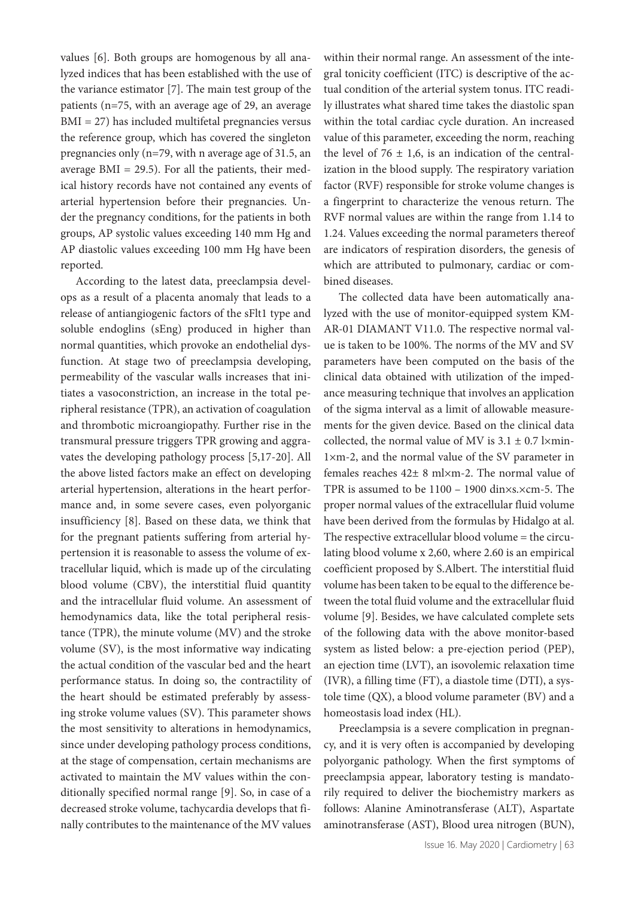values [6]. Both groups are homogenous by all analyzed indices that has been established with the use of the variance estimator [7]. The main test group of the patients (n=75, with an average age of 29, an average BMI = 27) has included multifetal pregnancies versus the reference group, which has covered the singleton pregnancies only (n=79, with n average age of 31.5, an average BMI = 29.5). For all the patients, their medical history records have not contained any events of arterial hypertension before their pregnancies. Under the pregnancy conditions, for the patients in both groups, AP systolic values exceeding 140 mm Hg and AP diastolic values exceeding 100 mm Hg have been reported.

According to the latest data, preeclampsia develops as a result of a placenta anomaly that leads to a release of antiangiogenic factors of the sFlt1 type and soluble endoglins (sEng) produced in higher than normal quantities, which provoke an endothelial dysfunction. At stage two of preeclampsia developing, permeability of the vascular walls increases that initiates a vasoconstriction, an increase in the total peripheral resistance (TPR), an activation of coagulation and thrombotic microangiopathy. Further rise in the transmural pressure triggers TPR growing and aggravates the developing pathology process [5,17-20]. All the above listed factors make an effect on developing arterial hypertension, alterations in the heart performance and, in some severe cases, even polyorganic insufficiency [8]. Based on these data, we think that for the pregnant patients suffering from arterial hypertension it is reasonable to assess the volume of extracellular liquid, which is made up of the circulating blood volume (CBV), the interstitial fluid quantity and the intracellular fluid volume. An assessment of hemodynamics data, like the total peripheral resistance (TPR), the minute volume (MV) and the stroke volume (SV), is the most informative way indicating the actual condition of the vascular bed and the heart performance status. In doing so, the contractility of the heart should be estimated preferably by assessing stroke volume values (SV). This parameter shows the most sensitivity to alterations in hemodynamics, since under developing pathology process conditions, at the stage of compensation, certain mechanisms are activated to maintain the MV values within the conditionally specified normal range [9]. So, in case of a decreased stroke volume, tachycardia develops that finally contributes to the maintenance of the MV values within their normal range. An assessment of the integral tonicity coefficient (ITC) is descriptive of the actual condition of the arterial system tonus. ITC readily illustrates what shared time takes the diastolic span within the total cardiac cycle duration. An increased value of this parameter, exceeding the norm, reaching the level of $76 \pm 1{,}6$, is an indication of the centralization in the blood supply. The respiratory variation factor (RVF) responsible for stroke volume changes is a fingerprint to characterize the venous return. The RVF normal values are within the range from 1.14 to 1.24. Values exceeding the normal parameters thereof are indicators of respiration disorders, the genesis of which are attributed to pulmonary, cardiac or combined diseases.

The collected data have been automatically analyzed with the use of monitor-equipped system KM-AR-01 DIAMANT V11.0. The respective normal value is taken to be 100%. The norms of the MV and SV parameters have been computed on the basis of the clinical data obtained with utilization of the impedance measuring technique that involves an application of the sigma interval as a limit of allowable measurements for the given device. Based on the clinical data collected, the normal value of MV is $3.1 \pm 0.7$ l×min-1×m-2, and the normal value of the SV parameter in females reaches $42 \pm 8$ ml×m-2. The normal value of TPR is assumed to be 1100 – 1900 din×s.×cm-5. The proper normal values of the extracellular fluid volume have been derived from the formulas by Hidalgo at al. The respective extracellular blood volume = the circulating blood volume x 2,60, where 2.60 is an empirical coefficient proposed by S.Albert. The interstitial fluid volume has been taken to be equal to the difference between the total fluid volume and the extracellular fluid volume [9]. Besides, we have calculated complete sets of the following data with the above monitor-based system as listed below: a pre-ejection period (PEP), an ejection time (LVT), an isovolemic relaxation time (IVR), a filling time (FT), a diastole time (DTI), a systole time (QX), a blood volume parameter (BV) and a homeostasis load index (HL).

Preeclampsia is a severe complication in pregnancy, and it is very often is accompanied by developing polyorganic pathology. When the first symptoms of preeclampsia appear, laboratory testing is mandatorily required to deliver the biochemistry markers as follows: Alanine Aminotransferase (ALT), Aspartate aminotransferase (AST), Blood urea nitrogen (BUN),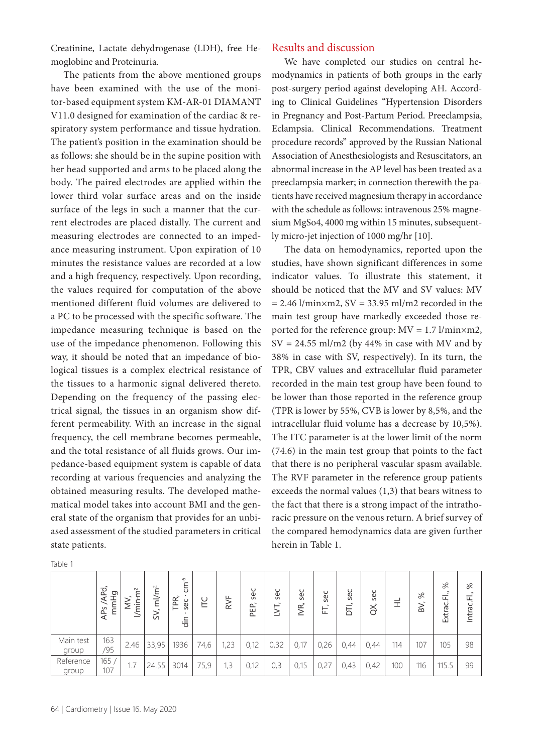Creatinine, Lactate dehydrogenase (LDH), free Hemoglobine and Proteinuria.

The patients from the above mentioned groups have been examined with the use of the monitor-based equipment system KM-AR-01 DIAMANT V11.0 designed for examination of the cardiac & respiratory system performance and tissue hydration. The patient's position in the examination should be as follows: she should be in the supine position with her head supported and arms to be placed along the body. The paired electrodes are applied within the lower third volar surface areas and on the inside surface of the legs in such a manner that the current electrodes are placed distally. The current and measuring electrodes are connected to an impedance measuring instrument. Upon expiration of 10 minutes the resistance values are recorded at a low and a high frequency, respectively. Upon recording, the values required for computation of the above mentioned different fluid volumes are delivered to a PC to be processed with the specific software. The impedance measuring technique is based on the use of the impedance phenomenon. Following this way, it should be noted that an impedance of biological tissues is a complex electrical resistance of the tissues to a harmonic signal delivered thereto. Depending on the frequency of the passing electrical signal, the tissues in an organism show different permeability. With an increase in the signal frequency, the cell membrane becomes permeable, and the total resistance of all fluids grows. Our impedance-based equipment system is capable of data recording at various frequencies and analyzing the obtained measuring results. The developed mathematical model takes into account BMI and the general state of the organism that provides for an unbiased assessment of the studied parameters in critical state patients.

## Results and discussion

We have completed our studies on central hemodynamics in patients of both groups in the early post-surgery period against developing AH. According to Clinical Guidelines "Hypertension Disorders in Pregnancy and Post-Partum Period. Preeclampsia, Eclampsia. Clinical Recommendations. Treatment procedure records" approved by the Russian National Association of Anesthesiologists and Resuscitators, an abnormal increase in the AP level has been treated as a preeclampsia marker; in connection therewith the patients have received magnesium therapy in accordance with the schedule as follows: intravenous 25% magnesium MgSo4, 4000 mg within 15 minutes, subsequently micro-jet injection of 1000 mg/hr [10].

The data on hemodynamics, reported upon the studies, have shown significant differences in some indicator values. To illustrate this statement, it should be noticed that the MV and SV values: MV = 2.46 l/min×m2, SV = 33.95 ml/m2 recorded in the main test group have markedly exceeded those reported for the reference group: MV = 1.7 l/min×m2, SV = 24.55 ml/m2 (by 44% in case with MV and by 38% in case with SV, respectively). In its turn, the TPR, CBV values and extracellular fluid parameter recorded in the main test group have been found to be lower than those reported in the reference group (TPR is lower by 55%, CVB is lower by 8,5%, and the intracellular fluid volume has a decrease by 10,5%). The ITC parameter is at the lower limit of the norm (74.6) in the main test group that points to the fact that there is no peripheral vascular spasm available. The RVF parameter in the reference group patients exceeds the normal values (1,3) that bears witness to the fact that there is a strong impact of the intrathoracic pressure on the venous return. A brief survey of the compared hemodynamics data are given further herein in Table 1.

Table 1

| | APs /APd, mmHg | MV, $l/min \cdot m^2$ | SV, $ml/m^2$ | TPR, $din \cdot sec \cdot cm^{-5}$ | ITC | RVF | PEP, sec | LVT, sec | IVR, sec | FT, sec | DTI, sec | QX, sec | HL | BV, % | Extrac.Fl., % | Intrac.Fl., % |
|---|---|---|---|---|---|---|---|---|---|---|---|---|---|---|---|---|
| Main test group | 163 /95 | 2.46 | 33,95 | 1936 | 74,6 | 1,23 | 0,12 | 0,32 | 0,17 | 0,26 | 0,44 | 0,44 | 114 | 107 | 105 | 98 |
| Reference group | 165 / 107 | 1.7 | 24.55 | 3014 | 75,9 | 1,3 | 0,12 | 0,3 | 0,15 | 0,27 | 0,43 | 0,42 | 100 | 116 | 115.5 | 99 |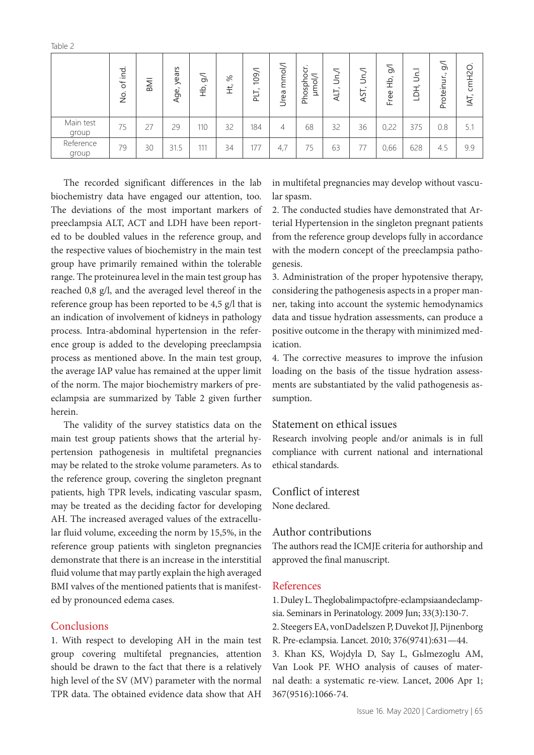Table 2

| | No. of ind. | BMI | Age, years | Hb, g/l | Ht, % | PLT, 109/l | Urea mmol/l | Phosphocr. μmol/l | ALT, Un./l | AST, Un./l | Free Hb, g/l | LDH, Un.l | Proteinur., g/l | IAT, cmH2O. |
|---|---|---|---|---|---|---|---|---|---|---|---|---|---|---|
| Main test group | 75 | 27 | 29 | 110 | 32 | 184 | 4 | 68 | 32 | 36 | 0,22 | 375 | 0.8 | 5.1 |
| Reference group | 79 | 30 | 31.5 | 111 | 34 | 177 | 4,7 | 75 | 63 | 77 | 0,66 | 628 | 4.5 | 9.9 |

The recorded significant differences in the lab biochemistry data have engaged our attention, too. The deviations of the most important markers of preeclampsia ALT, ACT and LDH have been reported to be doubled values in the reference group, and the respective values of biochemistry in the main test group have primarily remained within the tolerable range. The proteinurea level in the main test group has reached 0,8 g/l, and the averaged level thereof in the reference group has been reported to be 4,5 g/l that is an indication of involvement of kidneys in pathology process. Intra-abdominal hypertension in the reference group is added to the developing preeclampsia process as mentioned above. In the main test group, the average IAP value has remained at the upper limit of the norm. The major biochemistry markers of preeclampsia are summarized by Table 2 given further herein.

The validity of the survey statistics data on the main test group patients shows that the arterial hypertension pathogenesis in multifetal pregnancies may be related to the stroke volume parameters. As to the reference group, covering the singleton pregnant patients, high TPR levels, indicating vascular spasm, may be treated as the deciding factor for developing AH. The increased averaged values of the extracellular fluid volume, exceeding the norm by 15,5%, in the reference group patients with singleton pregnancies demonstrate that there is an increase in the interstitial fluid volume that may partly explain the high averaged BMI valves of the mentioned patients that is manifested by pronounced edema cases.

## Conclusions

1. With respect to developing AH in the main test group covering multifetal pregnancies, attention should be drawn to the fact that there is a relatively high level of the SV (MV) parameter with the normal TPR data. The obtained evidence data show that AH in multifetal pregnancies may develop without vascular spasm.
2. The conducted studies have demonstrated that Arterial Hypertension in the singleton pregnant patients from the reference group develops fully in accordance with the modern concept of the preeclampsia pathogenesis.
3. Administration of the proper hypotensive therapy, considering the pathogenesis aspects in a proper manner, taking into account the systemic hemodynamics data and tissue hydration assessments, can produce a positive outcome in the therapy with minimized medication.
4. The corrective measures to improve the infusion loading on the basis of the tissue hydration assessments are substantiated by the valid pathogenesis assumption.

## Statement on ethical issues

Research involving people and/or animals is in full compliance with current national and international ethical standards.

## Conflict of interest

None declared.

## Author contributions

The authors read the ICMJE criteria for authorship and approved the final manuscript.

## References

1. Duley L. Theglobalimpactofpre-eclampsiaandeclampsia. Seminars in Perinatology. 2009 Jun; 33(3):130-7.
2. Steegers EA, vonDadelszen P, Duvekot JJ, Pijnenborg R. Pre-eclampsia. Lancet. 2010; 376(9741):631—44.
3. Khan KS, Wojdyla D, Say L, Gьlmezoglu AM, Van Look PF. WHO analysis of causes of maternal death: a systematic re-view. Lancet, 2006 Apr 1; 367(9516):1066-74.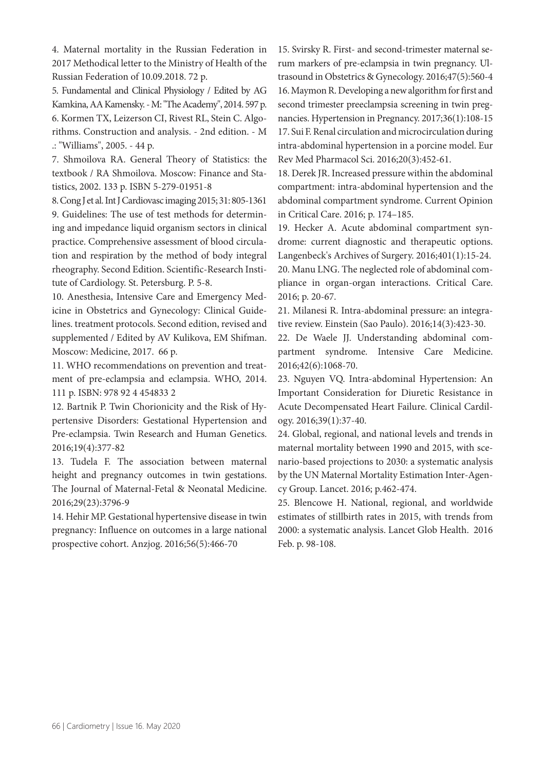4. Maternal mortality in the Russian Federation in 2017 Methodical letter to the Ministry of Health of the Russian Federation of 10.09.2018. 72 p.

5. Fundamental and Clinical Physiology / Edited by AG Kamkina, AA Kamensky. - M: "The Academy", 2014. 597 p.

6. Kormen TX, Leizerson CI, Rivest RL, Stein C. Algorithms. Construction and analysis. - 2nd edition. - M .: "Williams", 2005. - 44 p.

7. Shmoilova RA. General Theory of Statistics: the textbook / RA Shmoilova. Moscow: Finance and Statistics, 2002. 133 p. ISBN 5-279-01951-8

8. Cong J et al. Int J Cardiovasc imaging 2015; 31: 805-1361

9. Guidelines: The use of test methods for determining and impedance liquid organism sectors in clinical practice. Comprehensive assessment of blood circulation and respiration by the method of body integral rheography. Second Edition. Scientific-Research Institute of Cardiology. St. Petersburg. P. 5-8.

10. Anesthesia, Intensive Care and Emergency Medicine in Obstetrics and Gynecology: Clinical Guidelines. treatment protocols. Second edition, revised and supplemented / Edited by AV Kulikova, EM Shifman. Moscow: Medicine, 2017. 66 p.

11. WHO recommendations on prevention and treatment of pre-eclampsia and eclampsia. WHO, 2014. 111 p. ISBN: 978 92 4 454833 2

12. Bartnik P. Twin Chorionicity and the Risk of Hypertensive Disorders: Gestational Hypertension and Pre-eclampsia. Twin Research and Human Genetics. 2016;19(4):377-82

13. Tudela F. The association between maternal height and pregnancy outcomes in twin gestations. The Journal of Maternal-Fetal & Neonatal Medicine. 2016;29(23):3796-9

14. Hehir MP. Gestational hypertensive disease in twin pregnancy: Influence on outcomes in a large national prospective cohort. Anzjog. 2016;56(5):466-70

15. Svirsky R. First- and second-trimester maternal serum markers of pre-eclampsia in twin pregnancy. Ultrasound in Obstetrics & Gynecology. 2016;47(5):560-4

16. Maymon R. Developing a new algorithm for first and second trimester preeclampsia screening in twin pregnancies. Hypertension in Pregnancy. 2017;36(1):108-15

17. Sui F. Renal circulation and microcirculation during intra-abdominal hypertension in a porcine model. Eur Rev Med Pharmacol Sci. 2016;20(3):452-61.

18. Derek JR. Increased pressure within the abdominal compartment: intra-abdominal hypertension and the abdominal compartment syndrome. Current Opinion in Critical Care. 2016; p. 174–185.

19. Hecker A. Acute abdominal compartment syndrome: current diagnostic and therapeutic options. Langenbeck's Archives of Surgery. 2016;401(1):15-24.

20. Manu LNG. The neglected role of abdominal compliance in organ-organ interactions. Critical Care. 2016; p. 20-67.

21. Milanesi R. Intra-abdominal pressure: an integrative review. Einstein (Sao Paulo). 2016;14(3):423-30.

22. De Waele JJ. Understanding abdominal compartment syndrome. Intensive Care Medicine. 2016;42(6):1068-70.

23. Nguyen VQ. Intra-abdominal Hypertension: An Important Consideration for Diuretic Resistance in Acute Decompensated Heart Failure. Clinical Cardilogy. 2016;39(1):37-40.

24. Global, regional, and national levels and trends in maternal mortality between 1990 and 2015, with scenario-based projections to 2030: a systematic analysis by the UN Maternal Mortality Estimation Inter-Agency Group. Lancet. 2016; p.462-474.

25. Blencowe H. National, regional, and worldwide estimates of stillbirth rates in 2015, with trends from 2000: a systematic analysis. Lancet Glob Health. 2016 Feb. p. 98-108.